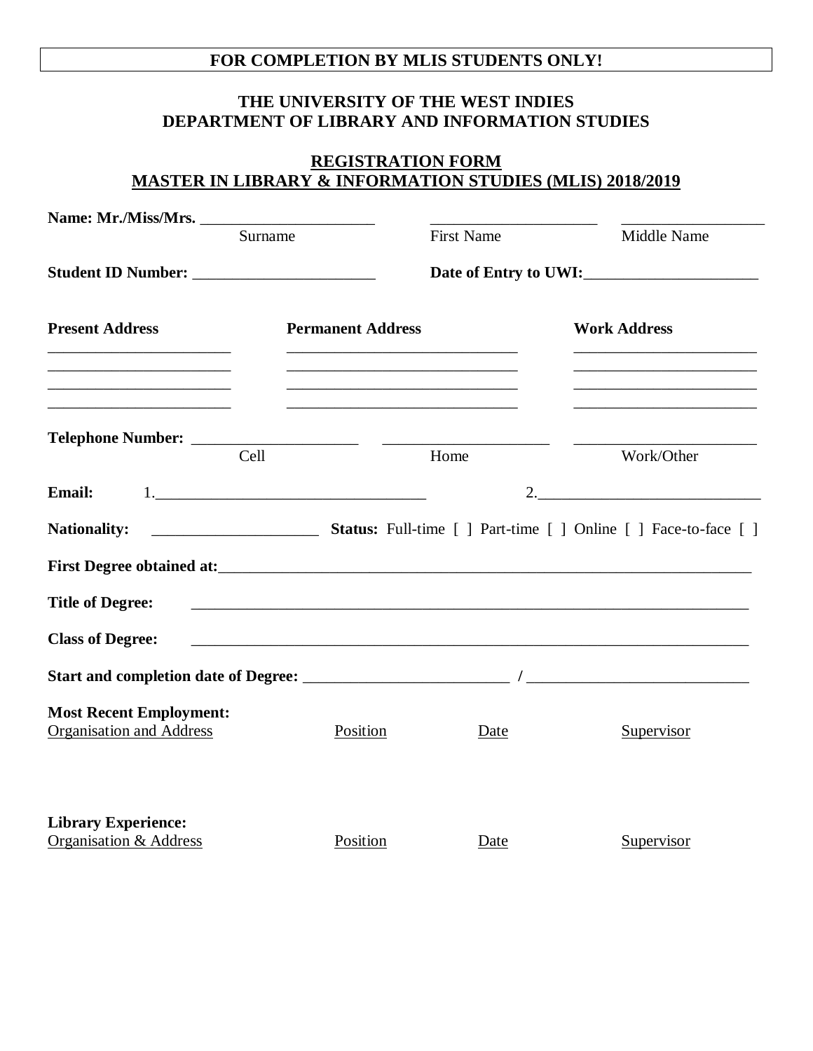**FOR COMPLETION BY MLIS STUDENTS ONLY!**

# THE UNIVERSITY OF THE WEST INDIES
## DEPARTMENT OF LIBRARY AND INFORMATION STUDIES

## REGISTRATION FORM
## MASTER IN LIBRARY & INFORMATION STUDIES (MLIS) 2018/2019

**Name: Mr./Miss/Mrs.** ______________________ ______________________ ______________________
Surname First Name Middle Name

**Student ID Number:** ______________________ **Date of Entry to UWI:**______________________

| **Present Address** | **Permanent Address** | **Work Address** |
|---|---|---|
| ______________________ | ______________________ | ______________________ |
| ______________________ | ______________________ | ______________________ |
| ______________________ | ______________________ | ______________________ |
| ______________________ | ______________________ | ______________________ |

**Telephone Number:** ______________________ ______________________ ______________________
Cell Home Work/Other

**Email:** 1.______________________ 2.______________________

**Nationality:** ______________________ **Status:** Full-time [ ] Part-time [ ] Online [ ] Face-to-face [ ]

**First Degree obtained at:**______________________

**Title of Degree:** ______________________

**Class of Degree:** ______________________

**Start and completion date of Degree:** ______________________ **/** ______________________

**Most Recent Employment:**

| Organisation and Address | Position | Date | Supervisor |
|---|---|---|---|
| | | | |

**Library Experience:**

| Organisation & Address | Position | Date | Supervisor |
|---|---|---|---|
| | | | |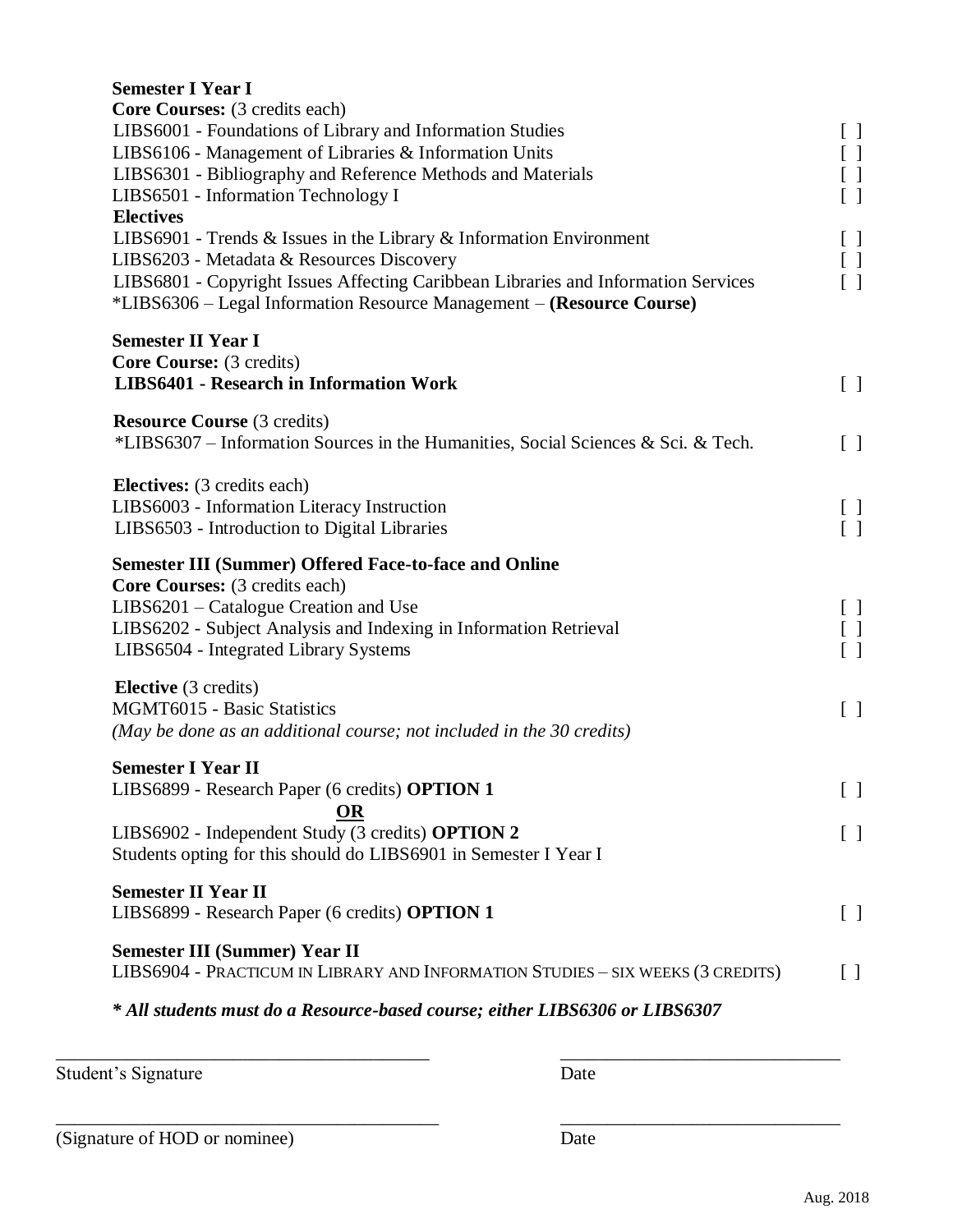**Semester I Year I**

**Core Courses:** (3 credits each)

LIBS6001 - Foundations of Library and Information Studies [ ]

LIBS6106 - Management of Libraries & Information Units [ ]

LIBS6301 - Bibliography and Reference Methods and Materials [ ]

LIBS6501 - Information Technology I [ ]

**Electives**

LIBS6901 - Trends & Issues in the Library & Information Environment [ ]

LIBS6203 - Metadata & Resources Discovery [ ]

LIBS6801 - Copyright Issues Affecting Caribbean Libraries and Information Services [ ]

*LIBS6306 – Legal Information Resource Management – **(Resource Course)**

**Semester II Year I**

**Core Course:** (3 credits)

**LIBS6401 - Research in Information Work** [ ]

**Resource Course** (3 credits)

*LIBS6307 – Information Sources in the Humanities, Social Sciences & Sci. & Tech. [ ]

**Electives:** (3 credits each)

LIBS6003 - Information Literacy Instruction [ ]

LIBS6503 - Introduction to Digital Libraries [ ]

**Semester III (Summer) Offered Face-to-face and Online**

**Core Courses:** (3 credits each)

LIBS6201 – Catalogue Creation and Use [ ]

LIBS6202 - Subject Analysis and Indexing in Information Retrieval [ ]

LIBS6504 - Integrated Library Systems [ ]

**Elective** (3 credits)

MGMT6015 - Basic Statistics [ ]

*(May be done as an additional course; not included in the 30 credits)*

**Semester I Year II**

LIBS6899 - Research Paper (6 credits) **OPTION 1** [ ]

**OR**

LIBS6902 - Independent Study (3 credits) **OPTION 2** [ ]

Students opting for this should do LIBS6901 in Semester I Year I

**Semester II Year II**

LIBS6899 - Research Paper (6 credits) **OPTION 1** [ ]

**Semester III (Summer) Year II**

LIBS6904 - PRACTICUM IN LIBRARY AND INFORMATION STUDIES – SIX WEEKS (3 CREDITS) [ ]

***\* All students must do a Resource-based course; either LIBS6306 or LIBS6307***

\_\_\_\_\_\_\_\_\_\_\_\_\_\_\_\_\_\_\_\_\_\_\_\_\_\_\_\_\_\_\_\_\_\_\_\_\_\_\_\_ \_\_\_\_\_\_\_\_\_\_\_\_\_\_\_\_\_\_\_\_\_\_\_\_\_\_\_\_\_\_

Student's Signature Date

\_\_\_\_\_\_\_\_\_\_\_\_\_\_\_\_\_\_\_\_\_\_\_\_\_\_\_\_\_\_\_\_\_\_\_\_\_\_\_\_ \_\_\_\_\_\_\_\_\_\_\_\_\_\_\_\_\_\_\_\_\_\_\_\_\_\_\_\_\_\_

(Signature of HOD or nominee) Date

Aug. 2018